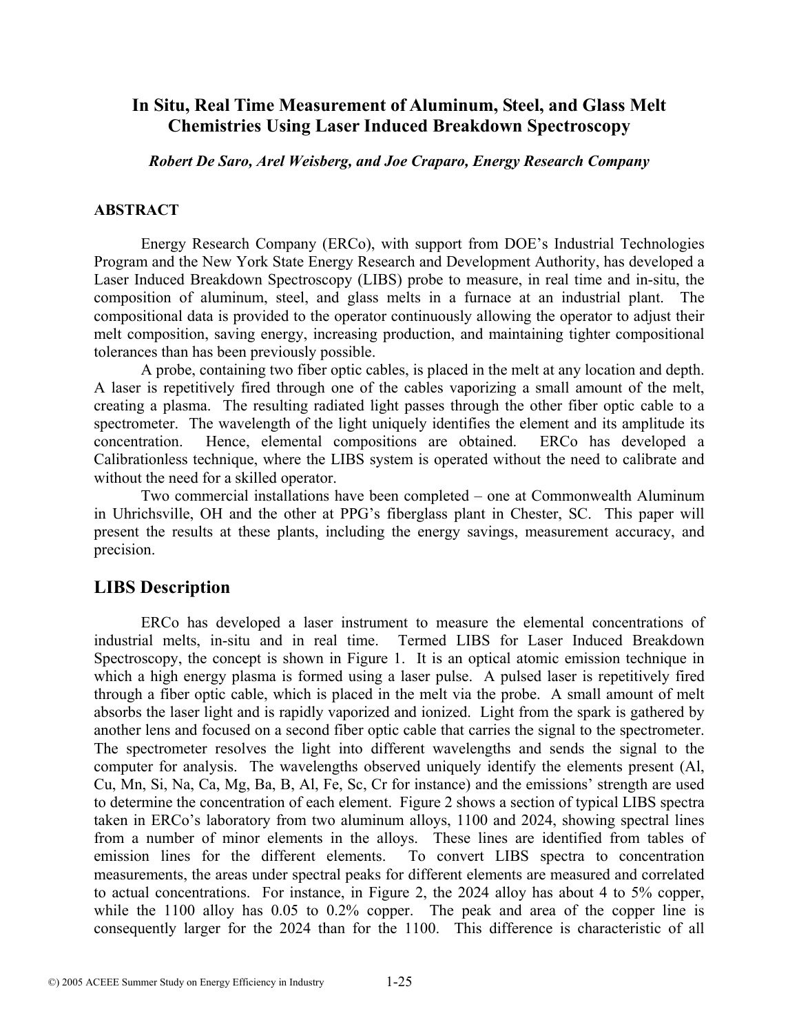# In Situ, Real Time Measurement of Aluminum, Steel, and Glass Melt Chemistries Using Laser Induced Breakdown Spectroscopy

*Robert De Saro, Arel Weisberg, and Joe Craparo, Energy Research Company*

### ABSTRACT

Energy Research Company (ERCo), with support from DOE's Industrial Technologies Program and the New York State Energy Research and Development Authority, has developed a Laser Induced Breakdown Spectroscopy (LIBS) probe to measure, in real time and in-situ, the composition of aluminum, steel, and glass melts in a furnace at an industrial plant. The compositional data is provided to the operator continuously allowing the operator to adjust their melt composition, saving energy, increasing production, and maintaining tighter compositional tolerances than has been previously possible.

A probe, containing two fiber optic cables, is placed in the melt at any location and depth. A laser is repetitively fired through one of the cables vaporizing a small amount of the melt, creating a plasma. The resulting radiated light passes through the other fiber optic cable to a spectrometer. The wavelength of the light uniquely identifies the element and its amplitude its concentration. Hence, elemental compositions are obtained. ERCo has developed a Calibrationless technique, where the LIBS system is operated without the need to calibrate and without the need for a skilled operator.

Two commercial installations have been completed – one at Commonwealth Aluminum in Uhrichsville, OH and the other at PPG's fiberglass plant in Chester, SC. This paper will present the results at these plants, including the energy savings, measurement accuracy, and precision.

## LIBS Description

ERCo has developed a laser instrument to measure the elemental concentrations of industrial melts, in-situ and in real time. Termed LIBS for Laser Induced Breakdown Spectroscopy, the concept is shown in Figure 1. It is an optical atomic emission technique in which a high energy plasma is formed using a laser pulse. A pulsed laser is repetitively fired through a fiber optic cable, which is placed in the melt via the probe. A small amount of melt absorbs the laser light and is rapidly vaporized and ionized. Light from the spark is gathered by another lens and focused on a second fiber optic cable that carries the signal to the spectrometer. The spectrometer resolves the light into different wavelengths and sends the signal to the computer for analysis. The wavelengths observed uniquely identify the elements present (Al, Cu, Mn, Si, Na, Ca, Mg, Ba, B, Al, Fe, Sc, Cr for instance) and the emissions' strength are used to determine the concentration of each element. Figure 2 shows a section of typical LIBS spectra taken in ERCo's laboratory from two aluminum alloys, 1100 and 2024, showing spectral lines from a number of minor elements in the alloys. These lines are identified from tables of emission lines for the different elements. To convert LIBS spectra to concentration measurements, the areas under spectral peaks for different elements are measured and correlated to actual concentrations. For instance, in Figure 2, the 2024 alloy has about 4 to 5% copper, while the 1100 alloy has 0.05 to 0.2% copper. The peak and area of the copper line is consequently larger for the 2024 than for the 1100. This difference is characteristic of all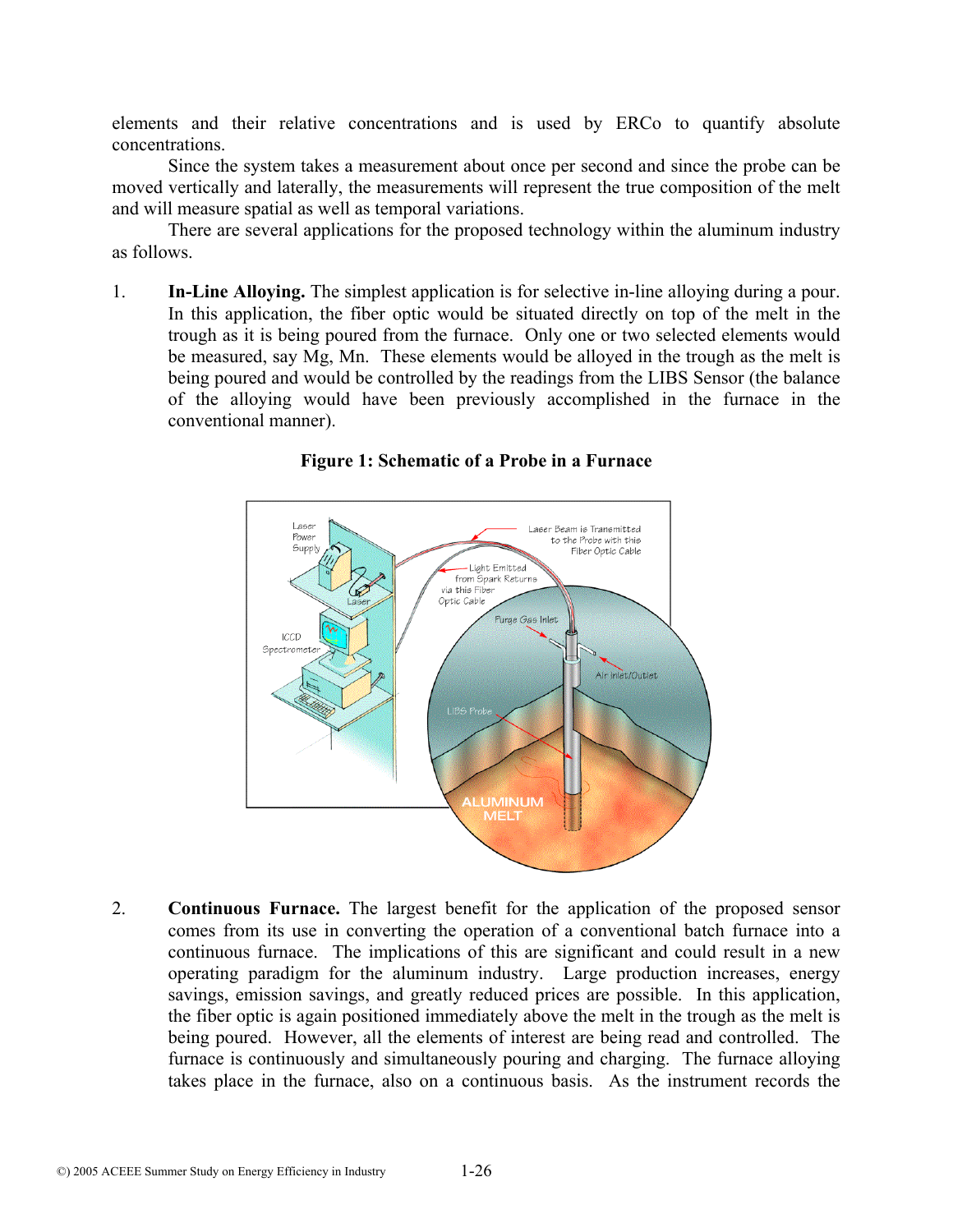elements and their relative concentrations and is used by ERCo to quantify absolute concentrations.

Since the system takes a measurement about once per second and since the probe can be moved vertically and laterally, the measurements will represent the true composition of the melt and will measure spatial as well as temporal variations.

There are several applications for the proposed technology within the aluminum industry as follows.

1. **In-Line Alloying.** The simplest application is for selective in-line alloying during a pour. In this application, the fiber optic would be situated directly on top of the melt in the trough as it is being poured from the furnace. Only one or two selected elements would be measured, say Mg, Mn. These elements would be alloyed in the trough as the melt is being poured and would be controlled by the readings from the LIBS Sensor (the balance of the alloying would have been previously accomplished in the furnace in the conventional manner).

**Figure 1: Schematic of a Probe in a Furnace**

2. **Continuous Furnace.** The largest benefit for the application of the proposed sensor comes from its use in converting the operation of a conventional batch furnace into a continuous furnace. The implications of this are significant and could result in a new operating paradigm for the aluminum industry. Large production increases, energy savings, emission savings, and greatly reduced prices are possible. In this application, the fiber optic is again positioned immediately above the melt in the trough as the melt is being poured. However, all the elements of interest are being read and controlled. The furnace is continuously and simultaneously pouring and charging. The furnace alloying takes place in the furnace, also on a continuous basis. As the instrument records the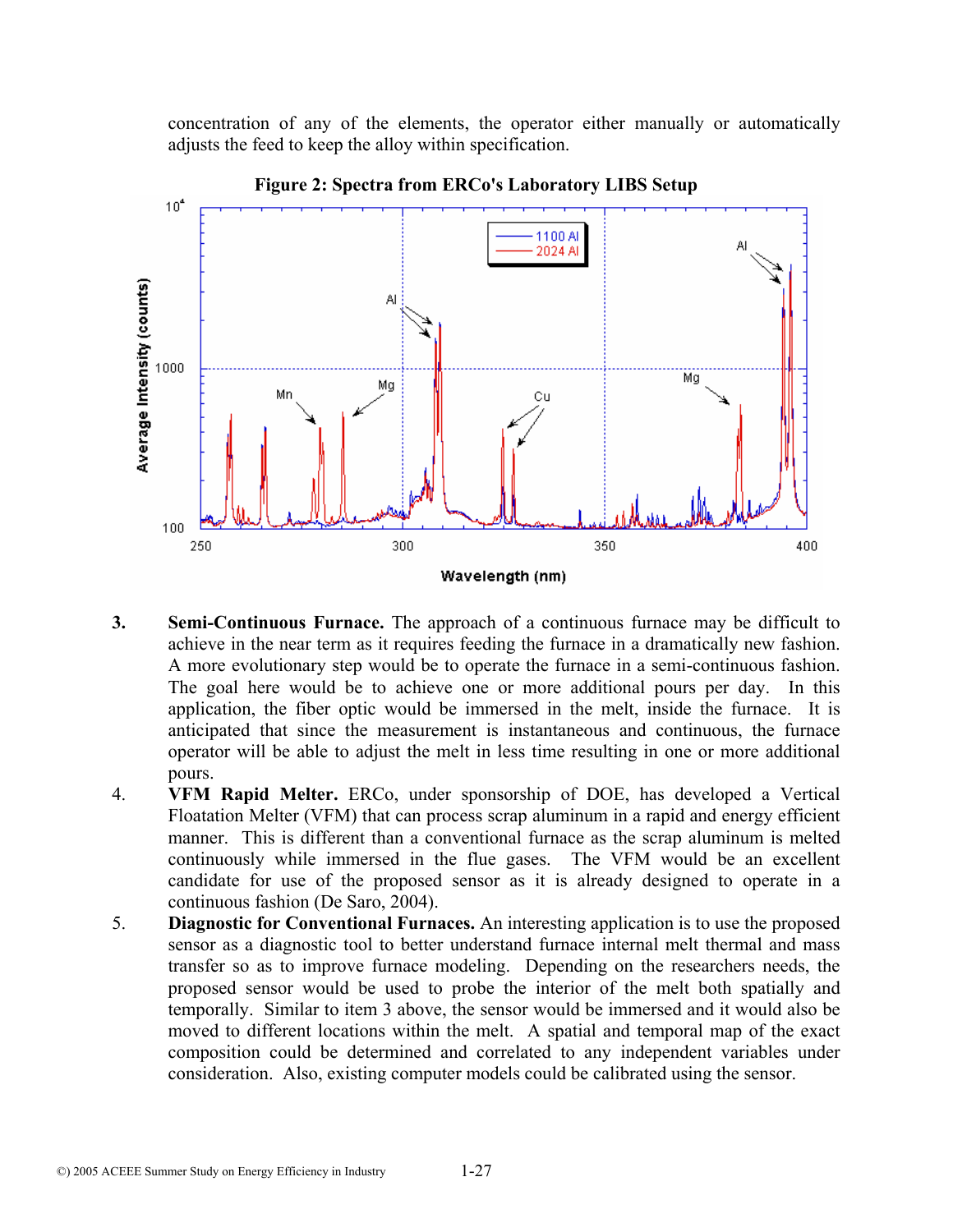concentration of any of the elements, the operator either manually or automatically adjusts the feed to keep the alloy within specification.

**Figure 2: Spectra from ERCo's Laboratory LIBS Setup**

3. **Semi-Continuous Furnace.** The approach of a continuous furnace may be difficult to achieve in the near term as it requires feeding the furnace in a dramatically new fashion. A more evolutionary step would be to operate the furnace in a semi-continuous fashion. The goal here would be to achieve one or more additional pours per day. In this application, the fiber optic would be immersed in the melt, inside the furnace. It is anticipated that since the measurement is instantaneous and continuous, the furnace operator will be able to adjust the melt in less time resulting in one or more additional pours.
4. **VFM Rapid Melter.** ERCo, under sponsorship of DOE, has developed a Vertical Floatation Melter (VFM) that can process scrap aluminum in a rapid and energy efficient manner. This is different than a conventional furnace as the scrap aluminum is melted continuously while immersed in the flue gases. The VFM would be an excellent candidate for use of the proposed sensor as it is already designed to operate in a continuous fashion (De Saro, 2004).
5. **Diagnostic for Conventional Furnaces.** An interesting application is to use the proposed sensor as a diagnostic tool to better understand furnace internal melt thermal and mass transfer so as to improve furnace modeling. Depending on the researchers needs, the proposed sensor would be used to probe the interior of the melt both spatially and temporally. Similar to item 3 above, the sensor would be immersed and it would also be moved to different locations within the melt. A spatial and temporal map of the exact composition could be determined and correlated to any independent variables under consideration. Also, existing computer models could be calibrated using the sensor.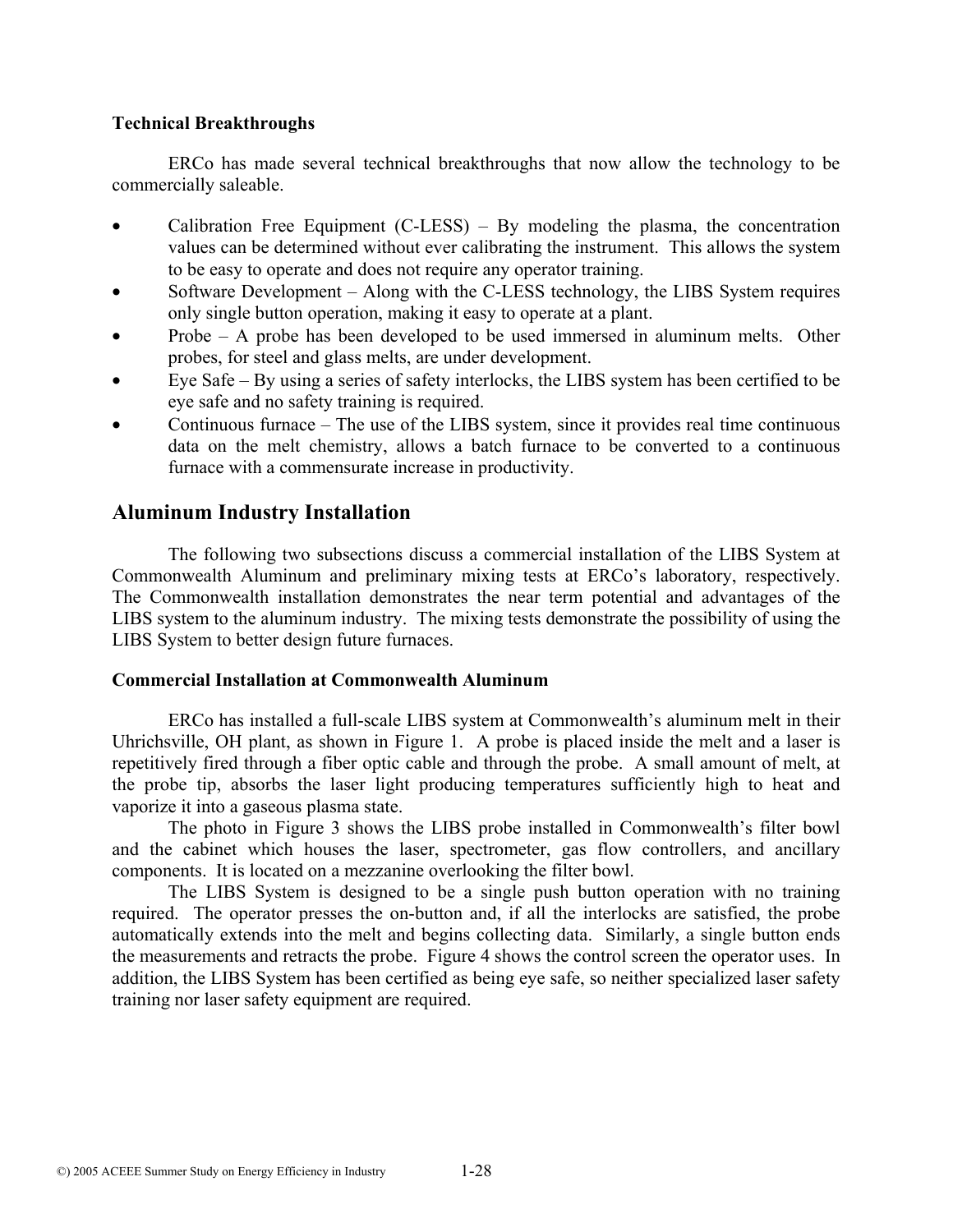**Technical Breakthroughs**

ERCo has made several technical breakthroughs that now allow the technology to be commercially saleable.

- Calibration Free Equipment (C-LESS) – By modeling the plasma, the concentration values can be determined without ever calibrating the instrument. This allows the system to be easy to operate and does not require any operator training.
- Software Development – Along with the C-LESS technology, the LIBS System requires only single button operation, making it easy to operate at a plant.
- Probe – A probe has been developed to be used immersed in aluminum melts. Other probes, for steel and glass melts, are under development.
- Eye Safe – By using a series of safety interlocks, the LIBS system has been certified to be eye safe and no safety training is required.
- Continuous furnace – The use of the LIBS system, since it provides real time continuous data on the melt chemistry, allows a batch furnace to be converted to a continuous furnace with a commensurate increase in productivity.

## Aluminum Industry Installation

The following two subsections discuss a commercial installation of the LIBS System at Commonwealth Aluminum and preliminary mixing tests at ERCo's laboratory, respectively. The Commonwealth installation demonstrates the near term potential and advantages of the LIBS system to the aluminum industry. The mixing tests demonstrate the possibility of using the LIBS System to better design future furnaces.

**Commercial Installation at Commonwealth Aluminum**

ERCo has installed a full-scale LIBS system at Commonwealth's aluminum melt in their Uhrichsville, OH plant, as shown in Figure 1. A probe is placed inside the melt and a laser is repetitively fired through a fiber optic cable and through the probe. A small amount of melt, at the probe tip, absorbs the laser light producing temperatures sufficiently high to heat and vaporize it into a gaseous plasma state.

The photo in Figure 3 shows the LIBS probe installed in Commonwealth's filter bowl and the cabinet which houses the laser, spectrometer, gas flow controllers, and ancillary components. It is located on a mezzanine overlooking the filter bowl.

The LIBS System is designed to be a single push button operation with no training required. The operator presses the on-button and, if all the interlocks are satisfied, the probe automatically extends into the melt and begins collecting data. Similarly, a single button ends the measurements and retracts the probe. Figure 4 shows the control screen the operator uses. In addition, the LIBS System has been certified as being eye safe, so neither specialized laser safety training nor laser safety equipment are required.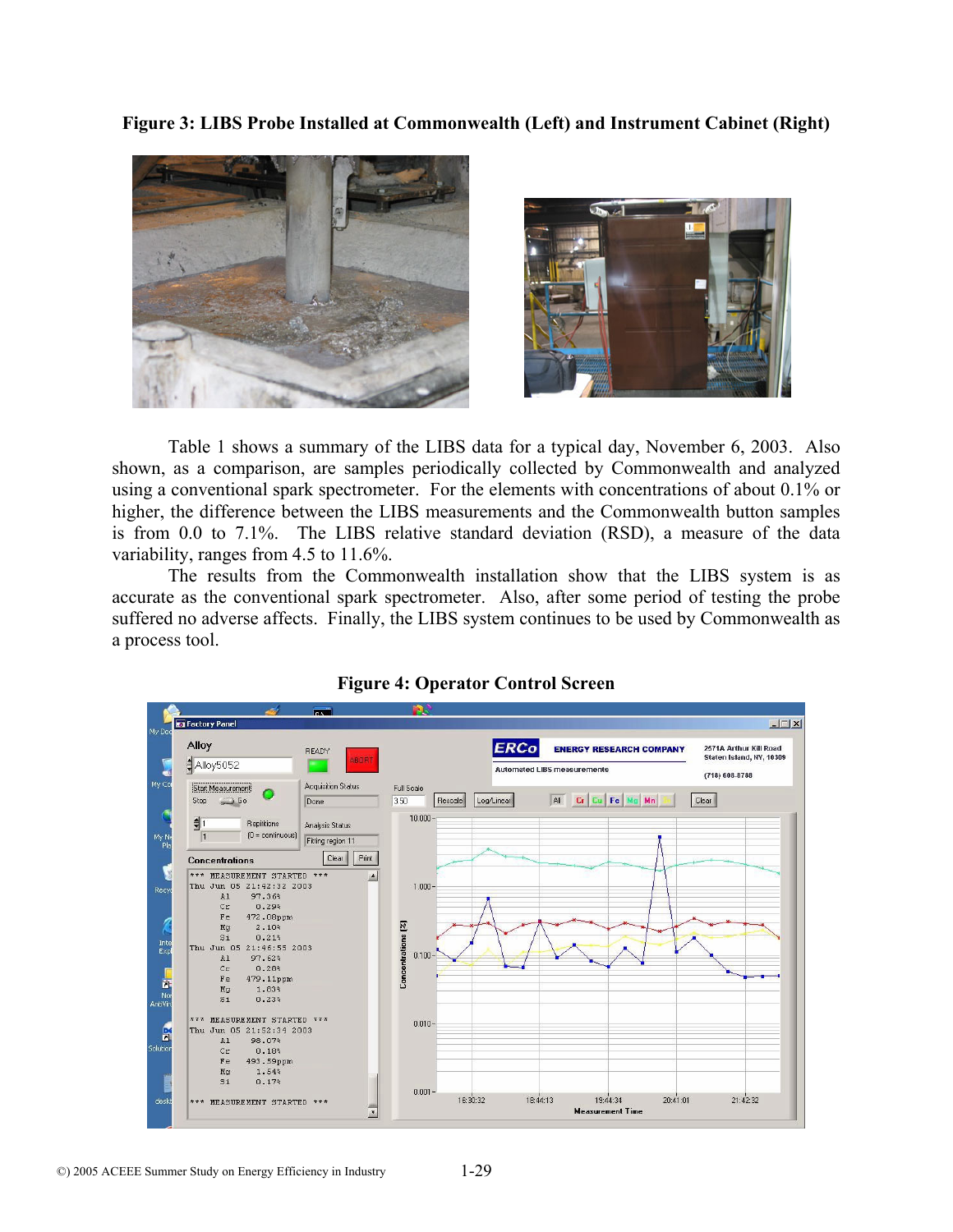**Figure 3: LIBS Probe Installed at Commonwealth (Left) and Instrument Cabinet (Right)**

Table 1 shows a summary of the LIBS data for a typical day, November 6, 2003. Also shown, as a comparison, are samples periodically collected by Commonwealth and analyzed using a conventional spark spectrometer. For the elements with concentrations of about 0.1% or higher, the difference between the LIBS measurements and the Commonwealth button samples is from 0.0 to 7.1%. The LIBS relative standard deviation (RSD), a measure of the data variability, ranges from 4.5 to 11.6%.

The results from the Commonwealth installation show that the LIBS system is as accurate as the conventional spark spectrometer. Also, after some period of testing the probe suffered no adverse affects. Finally, the LIBS system continues to be used by Commonwealth as a process tool.

**Figure 4: Operator Control Screen**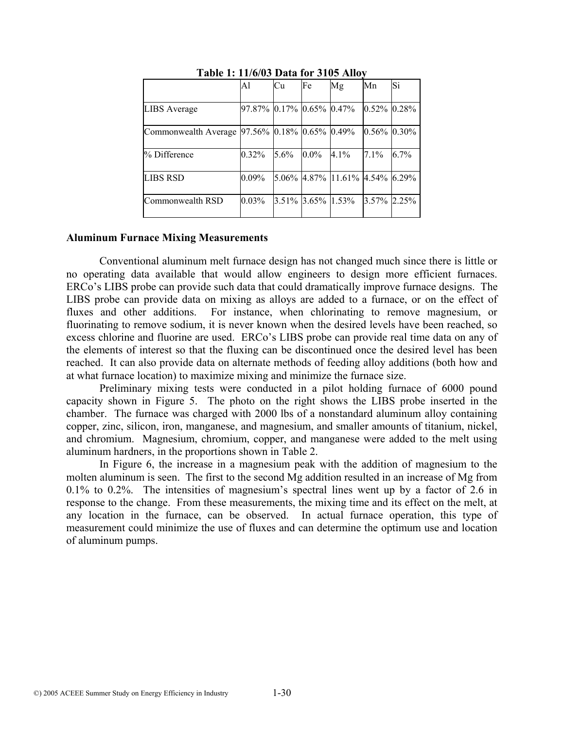**Table 1: 11/6/03 Data for 3105 Alloy**

| | Al | Cu | Fe | Mg | Mn | Si |
|---|---|---|---|---|---|---|
| LIBS Average | 97.87% | 0.17% | 0.65% | 0.47% | 0.52% | 0.28% |
| Commonwealth Average | 97.56% | 0.18% | 0.65% | 0.49% | 0.56% | 0.30% |
| % Difference | 0.32% | 5.6% | 0.0% | 4.1% | 7.1% | 6.7% |
| LIBS RSD | 0.09% | 5.06% | 4.87% | 11.61% | 4.54% | 6.29% |
| Commonwealth RSD | 0.03% | 3.51% | 3.65% | 1.53% | 3.57% | 2.25% |

### Aluminum Furnace Mixing Measurements

Conventional aluminum melt furnace design has not changed much since there is little or no operating data available that would allow engineers to design more efficient furnaces. ERCo's LIBS probe can provide such data that could dramatically improve furnace designs. The LIBS probe can provide data on mixing as alloys are added to a furnace, or on the effect of fluxes and other additions. For instance, when chlorinating to remove magnesium, or fluorinating to remove sodium, it is never known when the desired levels have been reached, so excess chlorine and fluorine are used. ERCo's LIBS probe can provide real time data on any of the elements of interest so that the fluxing can be discontinued once the desired level has been reached. It can also provide data on alternate methods of feeding alloy additions (both how and at what furnace location) to maximize mixing and minimize the furnace size.

Preliminary mixing tests were conducted in a pilot holding furnace of 6000 pound capacity shown in Figure 5. The photo on the right shows the LIBS probe inserted in the chamber. The furnace was charged with 2000 lbs of a nonstandard aluminum alloy containing copper, zinc, silicon, iron, manganese, and magnesium, and smaller amounts of titanium, nickel, and chromium. Magnesium, chromium, copper, and manganese were added to the melt using aluminum hardners, in the proportions shown in Table 2.

In Figure 6, the increase in a magnesium peak with the addition of magnesium to the molten aluminum is seen. The first to the second Mg addition resulted in an increase of Mg from 0.1% to 0.2%. The intensities of magnesium's spectral lines went up by a factor of 2.6 in response to the change. From these measurements, the mixing time and its effect on the melt, at any location in the furnace, can be observed. In actual furnace operation, this type of measurement could minimize the use of fluxes and can determine the optimum use and location of aluminum pumps.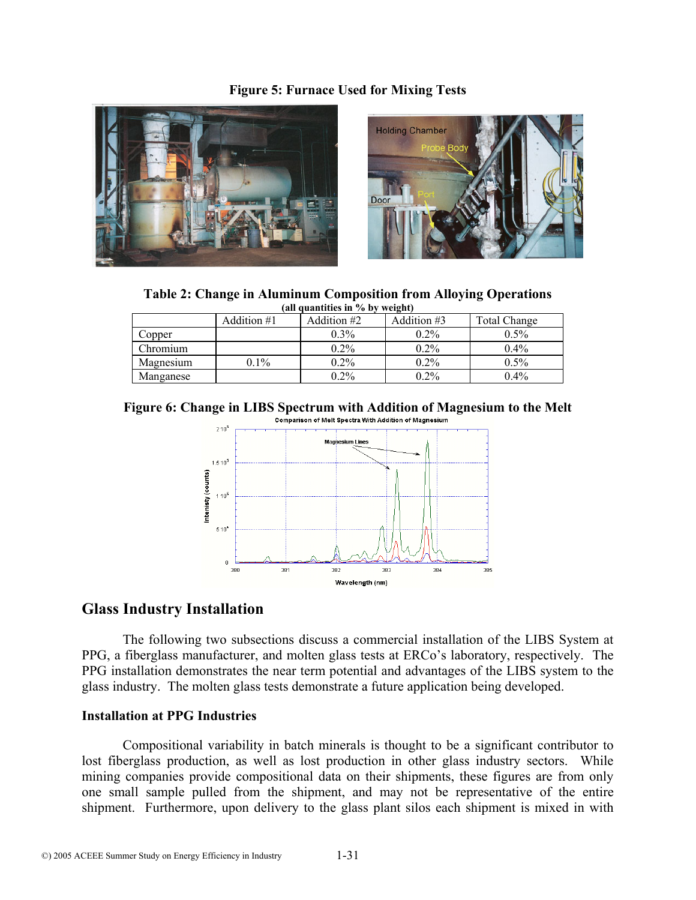**Figure 5: Furnace Used for Mixing Tests**

**Table 2: Change in Aluminum Composition from Alloying Operations**
**(all quantities in % by weight)**

| | Addition #1 | Addition #2 | Addition #3 | Total Change |
|---|---|---|---|---|
| Copper | | 0.3% | 0.2% | 0.5% |
| Chromium | | 0.2% | 0.2% | 0.4% |
| Magnesium | 0.1% | 0.2% | 0.2% | 0.5% |
| Manganese | | 0.2% | 0.2% | 0.4% |

**Figure 6: Change in LIBS Spectrum with Addition of Magnesium to the Melt**

## Glass Industry Installation

The following two subsections discuss a commercial installation of the LIBS System at PPG, a fiberglass manufacturer, and molten glass tests at ERCo's laboratory, respectively. The PPG installation demonstrates the near term potential and advantages of the LIBS system to the glass industry. The molten glass tests demonstrate a future application being developed.

### Installation at PPG Industries

Compositional variability in batch minerals is thought to be a significant contributor to lost fiberglass production, as well as lost production in other glass industry sectors. While mining companies provide compositional data on their shipments, these figures are from only one small sample pulled from the shipment, and may not be representative of the entire shipment. Furthermore, upon delivery to the glass plant silos each shipment is mixed in with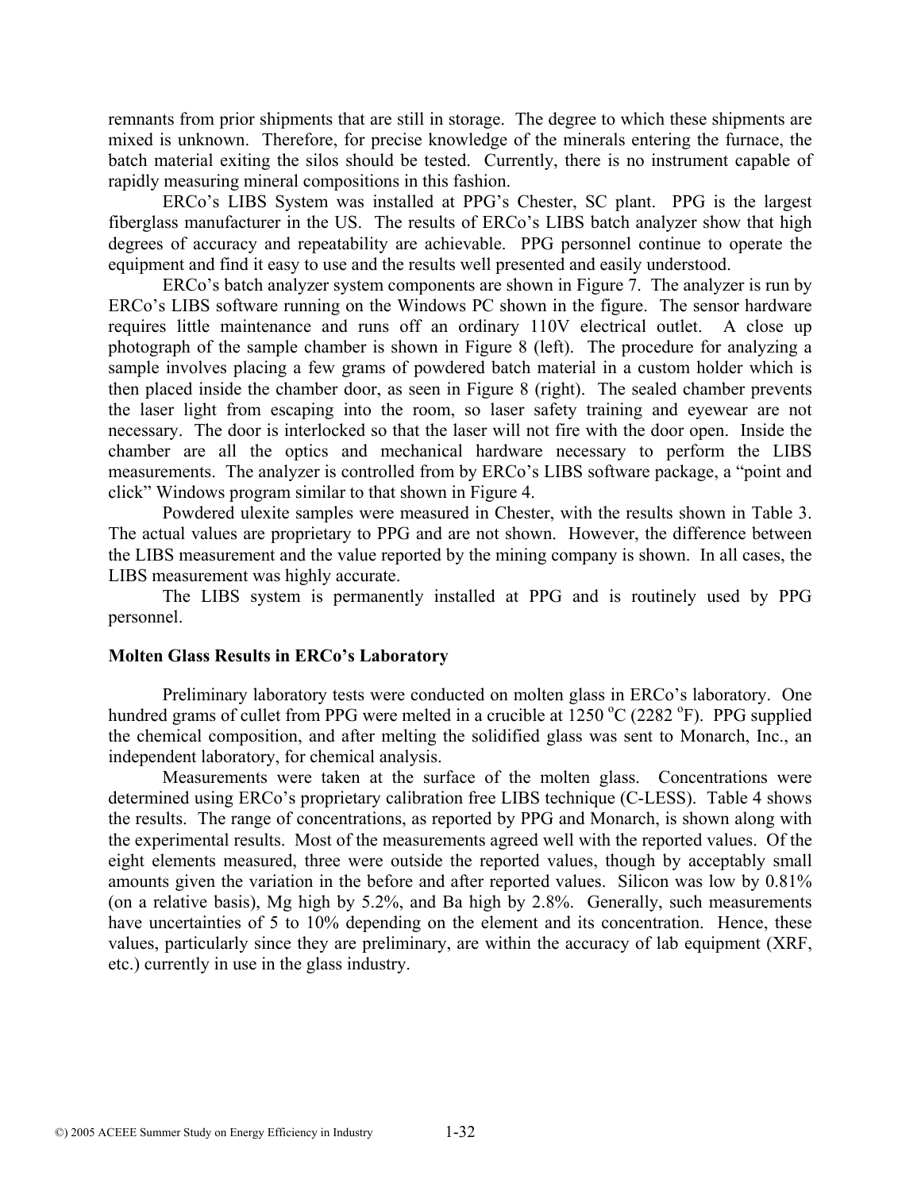remnants from prior shipments that are still in storage. The degree to which these shipments are mixed is unknown. Therefore, for precise knowledge of the minerals entering the furnace, the batch material exiting the silos should be tested. Currently, there is no instrument capable of rapidly measuring mineral compositions in this fashion.

ERCo's LIBS System was installed at PPG's Chester, SC plant. PPG is the largest fiberglass manufacturer in the US. The results of ERCo's LIBS batch analyzer show that high degrees of accuracy and repeatability are achievable. PPG personnel continue to operate the equipment and find it easy to use and the results well presented and easily understood.

ERCo's batch analyzer system components are shown in Figure 7. The analyzer is run by ERCo's LIBS software running on the Windows PC shown in the figure. The sensor hardware requires little maintenance and runs off an ordinary 110V electrical outlet. A close up photograph of the sample chamber is shown in Figure 8 (left). The procedure for analyzing a sample involves placing a few grams of powdered batch material in a custom holder which is then placed inside the chamber door, as seen in Figure 8 (right). The sealed chamber prevents the laser light from escaping into the room, so laser safety training and eyewear are not necessary. The door is interlocked so that the laser will not fire with the door open. Inside the chamber are all the optics and mechanical hardware necessary to perform the LIBS measurements. The analyzer is controlled from by ERCo's LIBS software package, a "point and click" Windows program similar to that shown in Figure 4.

Powdered ulexite samples were measured in Chester, with the results shown in Table 3. The actual values are proprietary to PPG and are not shown. However, the difference between the LIBS measurement and the value reported by the mining company is shown. In all cases, the LIBS measurement was highly accurate.

The LIBS system is permanently installed at PPG and is routinely used by PPG personnel.

### Molten Glass Results in ERCo's Laboratory

Preliminary laboratory tests were conducted on molten glass in ERCo's laboratory. One hundred grams of cullet from PPG were melted in a crucible at 1250 $^{o}$C (2282 $^{o}$F). PPG supplied the chemical composition, and after melting the solidified glass was sent to Monarch, Inc., an independent laboratory, for chemical analysis.

Measurements were taken at the surface of the molten glass. Concentrations were determined using ERCo's proprietary calibration free LIBS technique (C-LESS). Table 4 shows the results. The range of concentrations, as reported by PPG and Monarch, is shown along with the experimental results. Most of the measurements agreed well with the reported values. Of the eight elements measured, three were outside the reported values, though by acceptably small amounts given the variation in the before and after reported values. Silicon was low by 0.81% (on a relative basis), Mg high by 5.2%, and Ba high by 2.8%. Generally, such measurements have uncertainties of 5 to 10% depending on the element and its concentration. Hence, these values, particularly since they are preliminary, are within the accuracy of lab equipment (XRF, etc.) currently in use in the glass industry.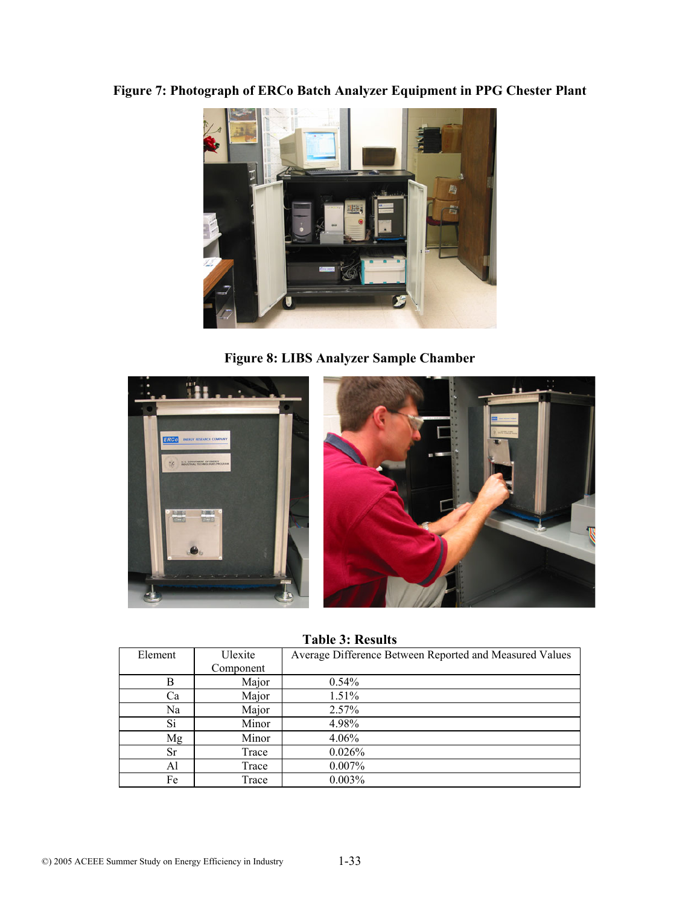**Figure 7: Photograph of ERCo Batch Analyzer Equipment in PPG Chester Plant**

**Figure 8: LIBS Analyzer Sample Chamber**

**Table 3: Results**

| Element | Ulexite Component | Average Difference Between Reported and Measured Values |
|---|---|---|
| B | Major | 0.54% |
| Ca | Major | 1.51% |
| Na | Major | 2.57% |
| Si | Minor | 4.98% |
| Mg | Minor | 4.06% |
| Sr | Trace | 0.026% |
| Al | Trace | 0.007% |
| Fe | Trace | 0.003% |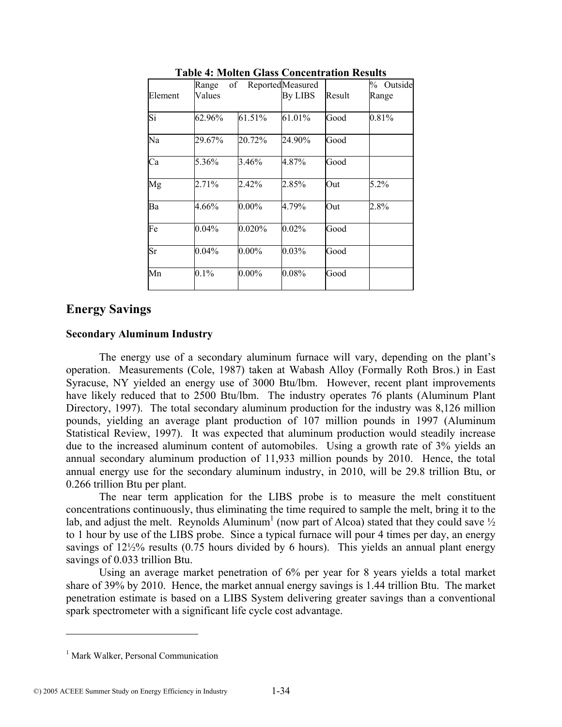**Table 4: Molten Glass Concentration Results**

| Element | Range of Values | Reported | Measured By LIBS | Result | % Outside Range |
|---|---|---|---|---|---|
| Si | 62.96% | 61.51% | 61.01% | Good | 0.81% |
| Na | 29.67% | 20.72% | 24.90% | Good | |
| Ca | 5.36% | 3.46% | 4.87% | Good | |
| Mg | 2.71% | 2.42% | 2.85% | Out | 5.2% |
| Ba | 4.66% | 0.00% | 4.79% | Out | 2.8% |
| Fe | 0.04% | 0.020% | 0.02% | Good | |
| Sr | 0.04% | 0.00% | 0.03% | Good | |
| Mn | 0.1% | 0.00% | 0.08% | Good | |

## Energy Savings

### Secondary Aluminum Industry

The energy use of a secondary aluminum furnace will vary, depending on the plant's operation. Measurements (Cole, 1987) taken at Wabash Alloy (Formally Roth Bros.) in East Syracuse, NY yielded an energy use of 3000 Btu/lbm. However, recent plant improvements have likely reduced that to 2500 Btu/lbm. The industry operates 76 plants (Aluminum Plant Directory, 1997). The total secondary aluminum production for the industry was 8,126 million pounds, yielding an average plant production of 107 million pounds in 1997 (Aluminum Statistical Review, 1997). It was expected that aluminum production would steadily increase due to the increased aluminum content of automobiles. Using a growth rate of 3% yields an annual secondary aluminum production of 11,933 million pounds by 2010. Hence, the total annual energy use for the secondary aluminum industry, in 2010, will be 29.8 trillion Btu, or 0.266 trillion Btu per plant.

The near term application for the LIBS probe is to measure the melt constituent concentrations continuously, thus eliminating the time required to sample the melt, bring it to the lab, and adjust the melt. Reynolds Aluminum[1] (now part of Alcoa) stated that they could save ½ to 1 hour by use of the LIBS probe. Since a typical furnace will pour 4 times per day, an energy savings of 12½% results (0.75 hours divided by 6 hours). This yields an annual plant energy savings of 0.033 trillion Btu.

Using an average market penetration of 6% per year for 8 years yields a total market share of 39% by 2010. Hence, the market annual energy savings is 1.44 trillion Btu. The market penetration estimate is based on a LIBS System delivering greater savings than a conventional spark spectrometer with a significant life cycle cost advantage.

---

[1] Mark Walker, Personal Communication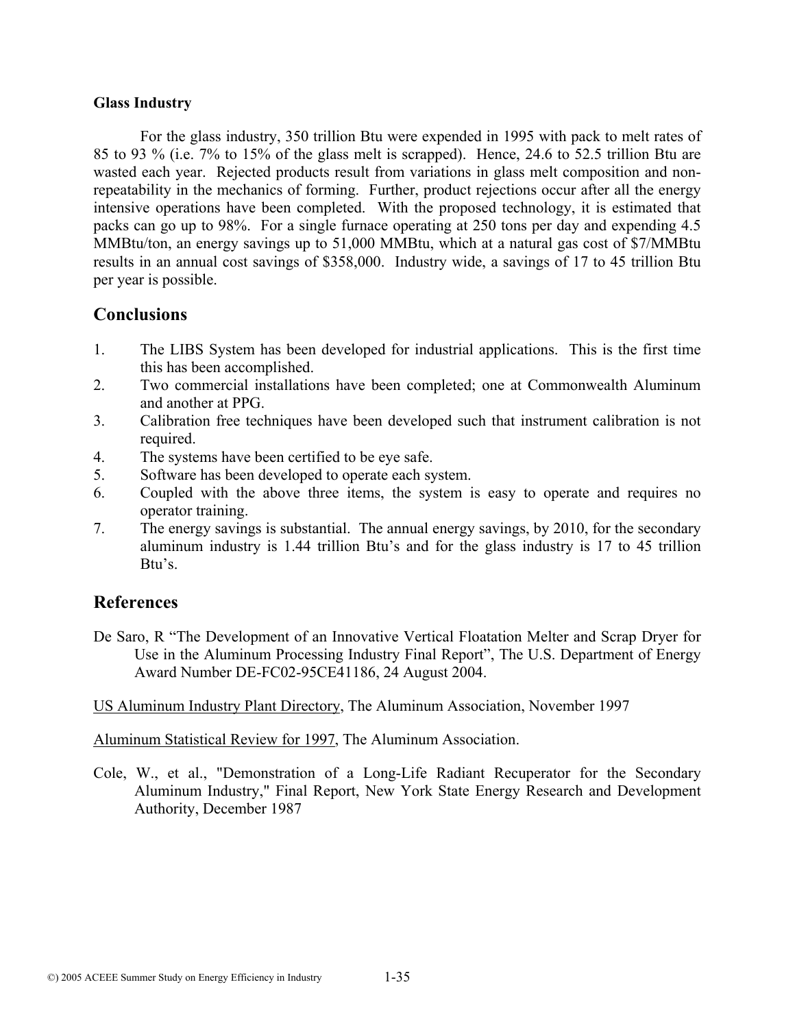**Glass Industry**

For the glass industry, 350 trillion Btu were expended in 1995 with pack to melt rates of 85 to 93 % (i.e. 7% to 15% of the glass melt is scrapped). Hence, 24.6 to 52.5 trillion Btu are wasted each year. Rejected products result from variations in glass melt composition and non-repeatability in the mechanics of forming. Further, product rejections occur after all the energy intensive operations have been completed. With the proposed technology, it is estimated that packs can go up to 98%. For a single furnace operating at 250 tons per day and expending 4.5 MMBtu/ton, an energy savings up to 51,000 MMBtu, which at a natural gas cost of $7/MMBtu results in an annual cost savings of $358,000. Industry wide, a savings of 17 to 45 trillion Btu per year is possible.

## Conclusions

1. The LIBS System has been developed for industrial applications. This is the first time this has been accomplished.
2. Two commercial installations have been completed; one at Commonwealth Aluminum and another at PPG.
3. Calibration free techniques have been developed such that instrument calibration is not required.
4. The systems have been certified to be eye safe.
5. Software has been developed to operate each system.
6. Coupled with the above three items, the system is easy to operate and requires no operator training.
7. The energy savings is substantial. The annual energy savings, by 2010, for the secondary aluminum industry is 1.44 trillion Btu's and for the glass industry is 17 to 45 trillion Btu's.

## References

De Saro, R "The Development of an Innovative Vertical Floatation Melter and Scrap Dryer for Use in the Aluminum Processing Industry Final Report", The U.S. Department of Energy Award Number DE-FC02-95CE41186, 24 August 2004.

US Aluminum Industry Plant Directory, The Aluminum Association, November 1997

Aluminum Statistical Review for 1997, The Aluminum Association.

Cole, W., et al., "Demonstration of a Long-Life Radiant Recuperator for the Secondary Aluminum Industry," Final Report, New York State Energy Research and Development Authority, December 1987